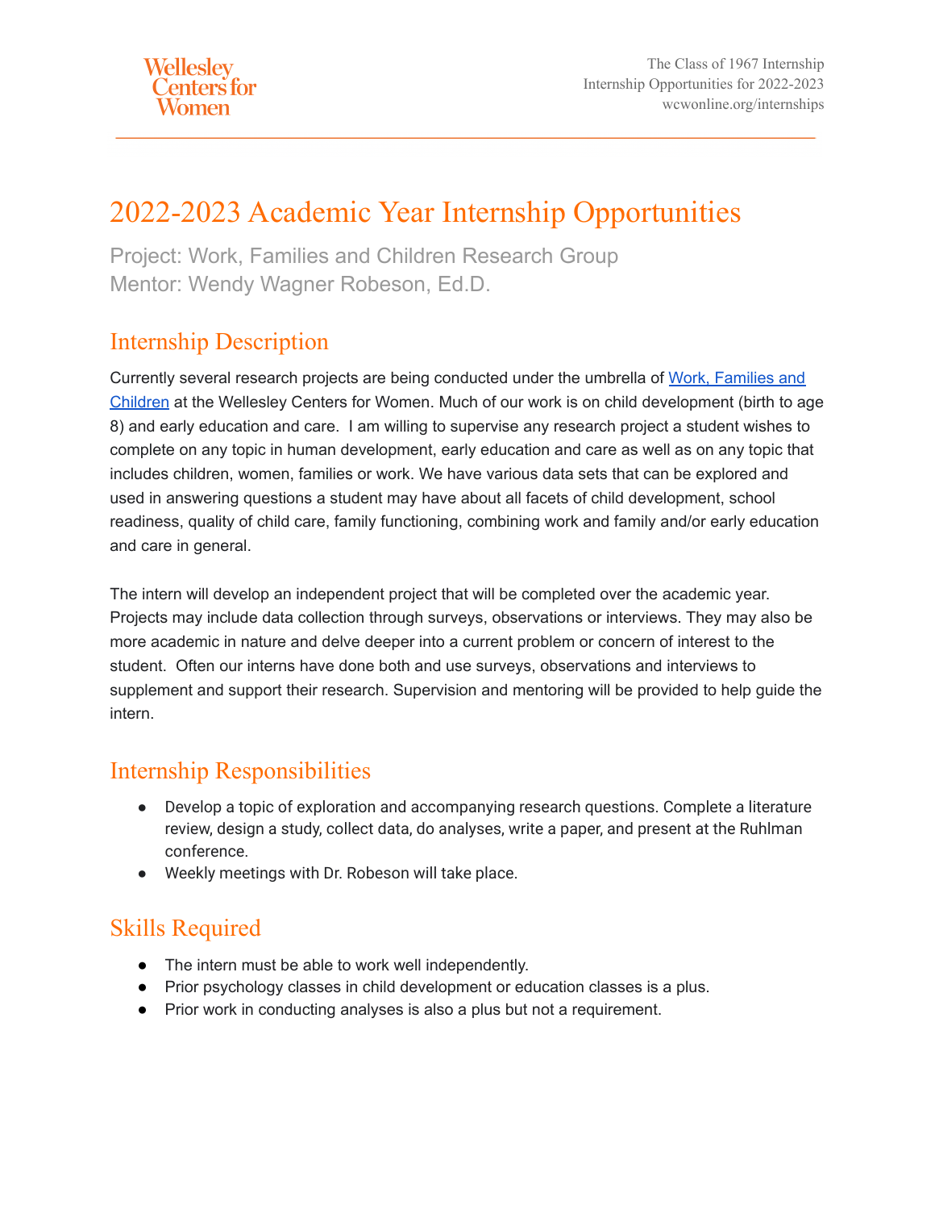# 2022-2023 Academic Year Internship Opportunities

Project: Work, Families and Children Research Group
Mentor: Wendy Wagner Robeson, Ed.D.

## Internship Description

Currently several research projects are being conducted under the umbrella of Work, Families and Children at the Wellesley Centers for Women. Much of our work is on child development (birth to age 8) and early education and care. I am willing to supervise any research project a student wishes to complete on any topic in human development, early education and care as well as on any topic that includes children, women, families or work. We have various data sets that can be explored and used in answering questions a student may have about all facets of child development, school readiness, quality of child care, family functioning, combining work and family and/or early education and care in general.

The intern will develop an independent project that will be completed over the academic year. Projects may include data collection through surveys, observations or interviews. They may also be more academic in nature and delve deeper into a current problem or concern of interest to the student. Often our interns have done both and use surveys, observations and interviews to supplement and support their research. Supervision and mentoring will be provided to help guide the intern.

## Internship Responsibilities

- Develop a topic of exploration and accompanying research questions. Complete a literature review, design a study, collect data, do analyses, write a paper, and present at the Ruhlman conference.
- Weekly meetings with Dr. Robeson will take place.

## Skills Required

- The intern must be able to work well independently.
- Prior psychology classes in child development or education classes is a plus.
- Prior work in conducting analyses is also a plus but not a requirement.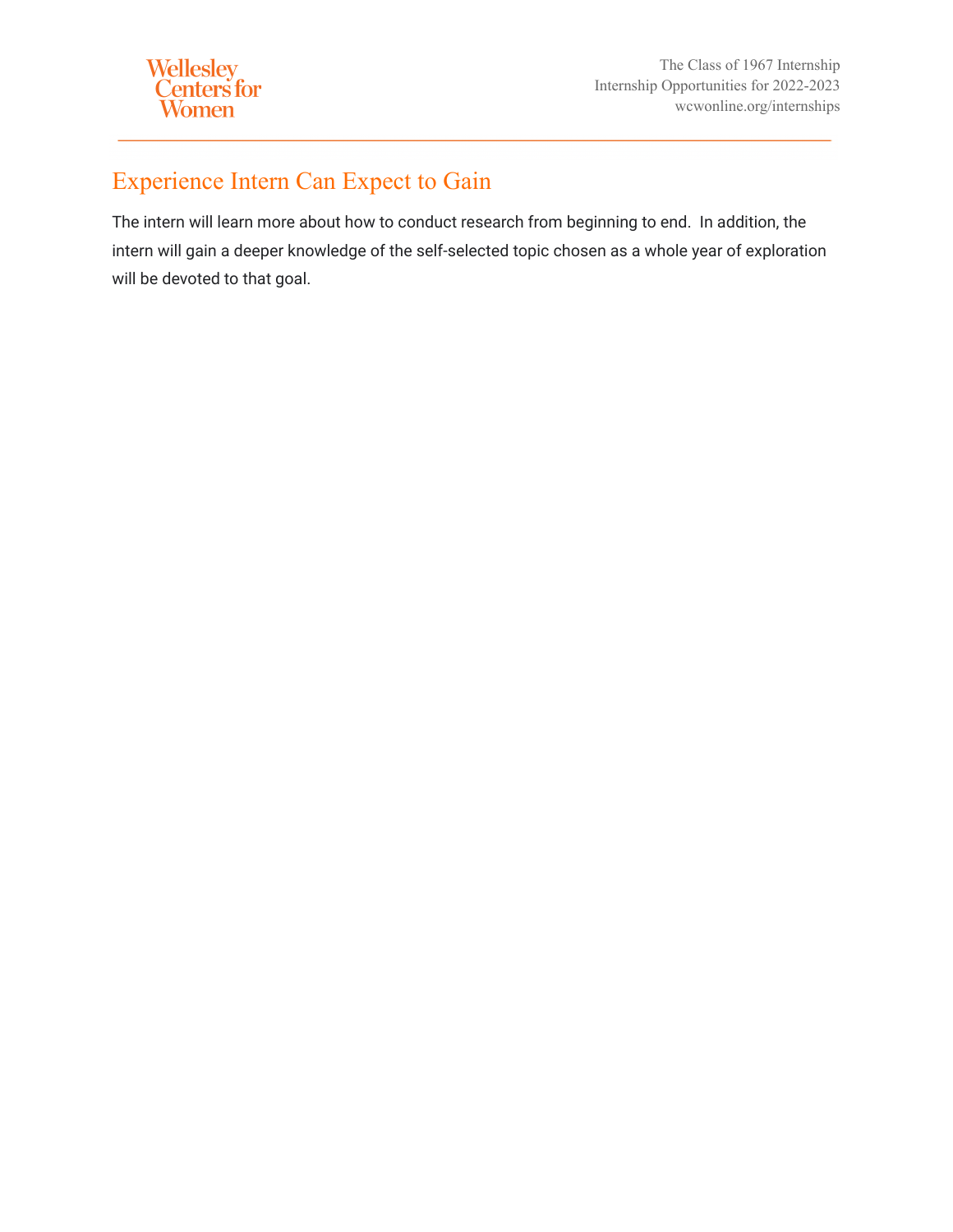## Experience Intern Can Expect to Gain

The intern will learn more about how to conduct research from beginning to end. In addition, the intern will gain a deeper knowledge of the self-selected topic chosen as a whole year of exploration will be devoted to that goal.